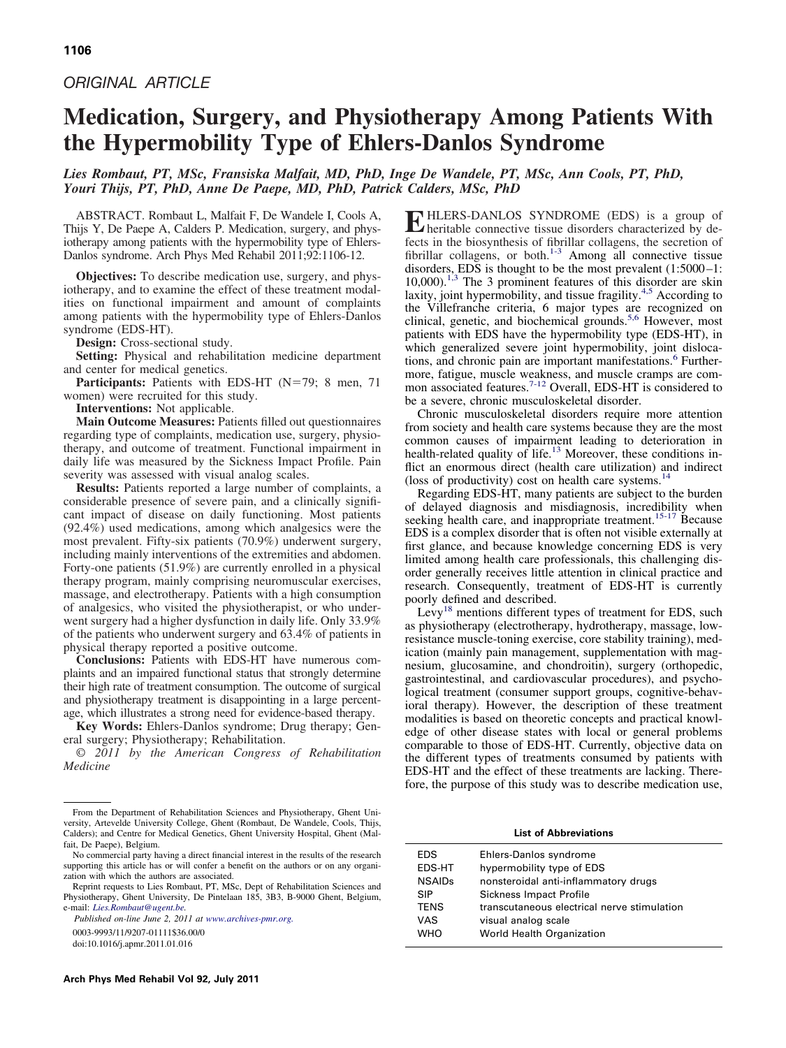ORIGINAL ARTICLE

# Medication, Surgery, and Physiotherapy Among Patients With the Hypermobility Type of Ehlers-Danlos Syndrome

*Lies Rombaut, PT, MSc, Fransiska Malfait, MD, PhD, Inge De Wandele, PT, MSc, Ann Cools, PT, PhD, Youri Thijs, PT, PhD, Anne De Paepe, MD, PhD, Patrick Calders, MSc, PhD*

ABSTRACT. Rombaut L, Malfait F, De Wandele I, Cools A, Thijs Y, De Paepe A, Calders P. Medication, surgery, and physiotherapy among patients with the hypermobility type of Ehlers-Danlos syndrome. Arch Phys Med Rehabil 2011;92:1106-12.

**Objectives:** To describe medication use, surgery, and physiotherapy, and to examine the effect of these treatment modalities on functional impairment and amount of complaints among patients with the hypermobility type of Ehlers-Danlos syndrome (EDS-HT).

**Design:** Cross-sectional study.

**Setting:** Physical and rehabilitation medicine department and center for medical genetics.

**Participants:** Patients with EDS-HT (N=79; 8 men, 71 women) were recruited for this study.

**Interventions:** Not applicable.

**Main Outcome Measures:** Patients filled out questionnaires regarding type of complaints, medication use, surgery, physiotherapy, and outcome of treatment. Functional impairment in daily life was measured by the Sickness Impact Profile. Pain severity was assessed with visual analog scales.

**Results:** Patients reported a large number of complaints, a considerable presence of severe pain, and a clinically significant impact of disease on daily functioning. Most patients (92.4%) used medications, among which analgesics were the most prevalent. Fifty-six patients (70.9%) underwent surgery, including mainly interventions of the extremities and abdomen. Forty-one patients (51.9%) are currently enrolled in a physical therapy program, mainly comprising neuromuscular exercises, massage, and electrotherapy. Patients with a high consumption of analgesics, who visited the physiotherapist, or who underwent surgery had a higher dysfunction in daily life. Only 33.9% of the patients who underwent surgery and 63.4% of patients in physical therapy reported a positive outcome.

**Conclusions:** Patients with EDS-HT have numerous complaints and an impaired functional status that strongly determine their high rate of treatment consumption. The outcome of surgical and physiotherapy treatment is disappointing in a large percentage, which illustrates a strong need for evidence-based therapy.

**Key Words:** Ehlers-Danlos syndrome; Drug therapy; General surgery; Physiotherapy; Rehabilitation.

© *2011 by the American Congress of Rehabilitation Medicine*

EHLERS-DANLOS SYNDROME (EDS) is a group of heritable connective tissue disorders characterized by defects in the biosynthesis of fibrillar collagens, the secretion of fibrillar collagens, or both.[1-3] Among all connective tissue disorders, EDS is thought to be the most prevalent (1:5000–1:10,000).[1,3] The 3 prominent features of this disorder are skin laxity, joint hypermobility, and tissue fragility.[4,5] According to the Villefranche criteria, 6 major types are recognized on clinical, genetic, and biochemical grounds.[5,6] However, most patients with EDS have the hypermobility type (EDS-HT), in which generalized severe joint hypermobility, joint dislocations, and chronic pain are important manifestations.[6] Furthermore, fatigue, muscle weakness, and muscle cramps are common associated features.[7-12] Overall, EDS-HT is considered to be a severe, chronic musculoskeletal disorder.

Chronic musculoskeletal disorders require more attention from society and health care systems because they are the most common causes of impairment leading to deterioration in health-related quality of life.[13] Moreover, these conditions inflict an enormous direct (health care utilization) and indirect (loss of productivity) cost on health care systems.[14]

Regarding EDS-HT, many patients are subject to the burden of delayed diagnosis and misdiagnosis, incredibility when seeking health care, and inappropriate treatment.[15-17] Because EDS is a complex disorder that is often not visible externally at first glance, and because knowledge concerning EDS is very limited among health care professionals, this challenging disorder generally receives little attention in clinical practice and research. Consequently, treatment of EDS-HT is currently poorly defined and described.

Levy[18] mentions different types of treatment for EDS, such as physiotherapy (electrotherapy, hydrotherapy, massage, low-resistance muscle-toning exercise, core stability training), medication (mainly pain management, supplementation with magnesium, glucosamine, and chondroitin), surgery (orthopedic, gastrointestinal, and cardiovascular procedures), and psychological treatment (consumer support groups, cognitive-behavioral therapy). However, the description of these treatment modalities is based on theoretic concepts and practical knowledge of other disease states with local or general problems comparable to those of EDS-HT. Currently, objective data on the different types of treatments consumed by patients with EDS-HT and the effect of these treatments are lacking. Therefore, the purpose of this study was to describe medication use,

From the Department of Rehabilitation Sciences and Physiotherapy, Ghent University, Artevelde University College, Ghent (Rombaut, De Wandele, Cools, Thijs, Calders); and Centre for Medical Genetics, Ghent University Hospital, Ghent (Malfait, De Paepe), Belgium.

No commercial party having a direct financial interest in the results of the research supporting this article has or will confer a benefit on the authors or on any organization with which the authors are associated.

Reprint requests to Lies Rombaut, PT, MSc, Dept of Rehabilitation Sciences and Physiotherapy, Ghent University, De Pintelaan 185, 3B3, B-9000 Ghent, Belgium, e-mail: Lies.Rombaut@ugent.be.

*Published on-line June 2, 2011 at www.archives-pmr.org.*

0003-9993/11/9207-01111$36.00/0

doi:10.1016/j.apmr.2011.01.016

**List of Abbreviations**

| | |
|---|---|
| EDS | Ehlers-Danlos syndrome |
| EDS-HT | hypermobility type of EDS |
| NSAIDs | nonsteroidal anti-inflammatory drugs |
| SIP | Sickness Impact Profile |
| TENS | transcutaneous electrical nerve stimulation |
| VAS | visual analog scale |
| WHO | World Health Organization |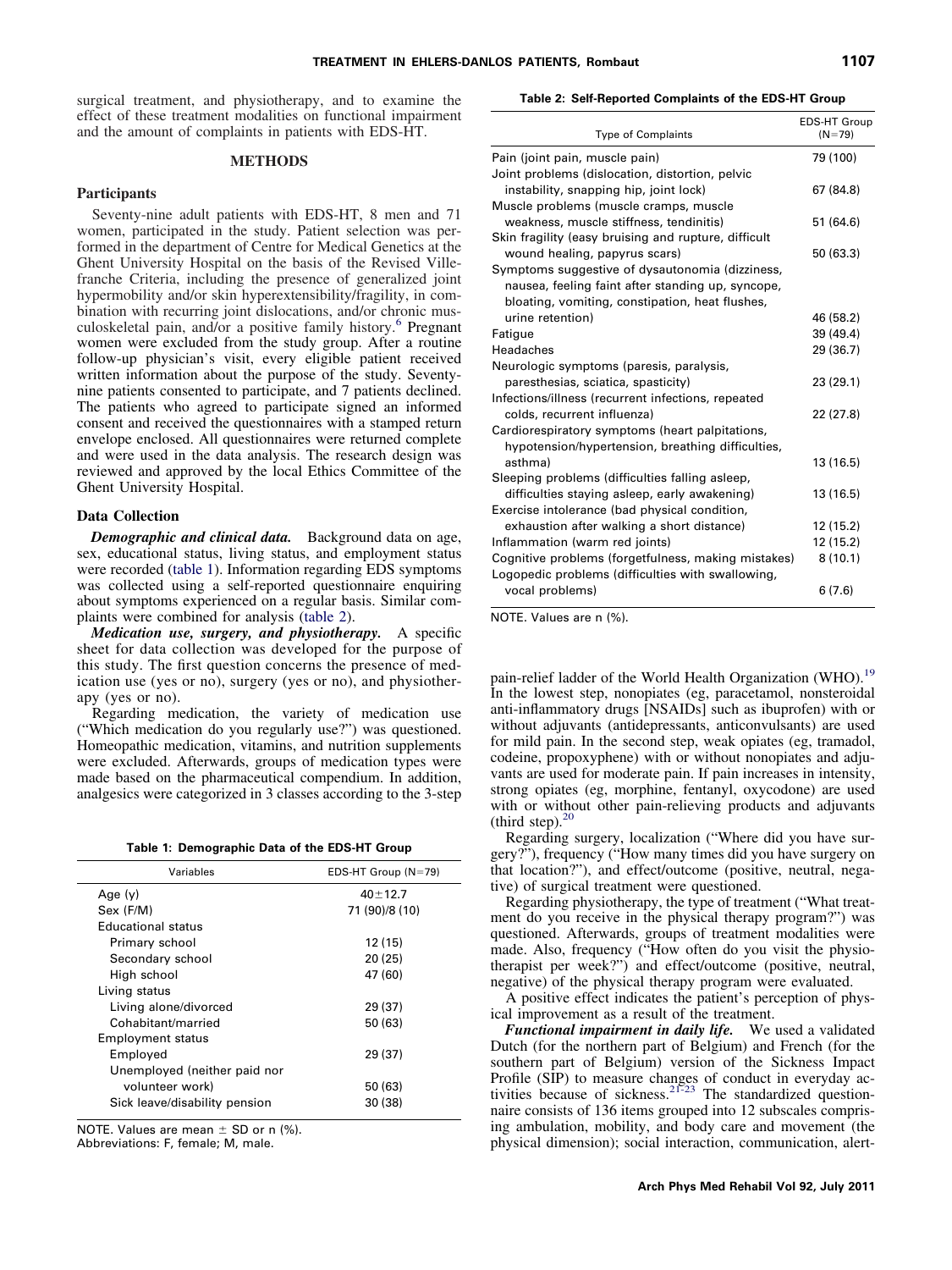surgical treatment, and physiotherapy, and to examine the effect of these treatment modalities on functional impairment and the amount of complaints in patients with EDS-HT.

## METHODS

### Participants

Seventy-nine adult patients with EDS-HT, 8 men and 71 women, participated in the study. Patient selection was performed in the department of Centre for Medical Genetics at the Ghent University Hospital on the basis of the Revised Villefranche Criteria, including the presence of generalized joint hypermobility and/or skin hyperextensibility/fragility, in combination with recurring joint dislocations, and/or chronic musculoskeletal pain, and/or a positive family history.[6] Pregnant women were excluded from the study group. After a routine follow-up physician's visit, every eligible patient received written information about the purpose of the study. Seventy-nine patients consented to participate, and 7 patients declined. The patients who agreed to participate signed an informed consent and received the questionnaires with a stamped return envelope enclosed. All questionnaires were returned complete and were used in the data analysis. The research design was reviewed and approved by the local Ethics Committee of the Ghent University Hospital.

### Data Collection

***Demographic and clinical data.*** Background data on age, sex, educational status, living status, and employment status were recorded (table 1). Information regarding EDS symptoms was collected using a self-reported questionnaire enquiring about symptoms experienced on a regular basis. Similar complaints were combined for analysis (table 2).

***Medication use, surgery, and physiotherapy.*** A specific sheet for data collection was developed for the purpose of this study. The first question concerns the presence of medication use (yes or no), surgery (yes or no), and physiotherapy (yes or no).

Regarding medication, the variety of medication use ("Which medication do you regularly use?") was questioned. Homeopathic medication, vitamins, and nutrition supplements were excluded. Afterwards, groups of medication types were made based on the pharmaceutical compendium. In addition, analgesics were categorized in 3 classes according to the 3-step

**Table 1: Demographic Data of the EDS-HT Group**

| Variables | EDS-HT Group (N=79) |
|---|---|
| Age (y) | 40±12.7 |
| Sex (F/M) | 71 (90)/8 (10) |
| Educational status | |
| Primary school | 12 (15) |
| Secondary school | 20 (25) |
| High school | 47 (60) |
| Living status | |
| Living alone/divorced | 29 (37) |
| Cohabitant/married | 50 (63) |
| Employment status | |
| Employed | 29 (37) |
| Unemployed (neither paid nor volunteer work) | 50 (63) |
| Sick leave/disability pension | 30 (38) |

NOTE. Values are mean ± SD or n (%).
Abbreviations: F, female; M, male.

**Table 2: Self-Reported Complaints of the EDS-HT Group**

| Type of Complaints | EDS-HT Group (N=79) |
|---|---|
| Pain (joint pain, muscle pain) | 79 (100) |
| Joint problems (dislocation, distortion, pelvic instability, snapping hip, joint lock) | 67 (84.8) |
| Muscle problems (muscle cramps, muscle weakness, muscle stiffness, tendinitis) | 51 (64.6) |
| Skin fragility (easy bruising and rupture, difficult wound healing, papyrus scars) | 50 (63.3) |
| Symptoms suggestive of dysautonomia (dizziness, nausea, feeling faint after standing up, syncope, bloating, vomiting, constipation, heat flushes, urine retention) | 46 (58.2) |
| Fatigue | 39 (49.4) |
| Headaches | 29 (36.7) |
| Neurologic symptoms (paresis, paralysis, paresthesias, sciatica, spasticity) | 23 (29.1) |
| Infections/illness (recurrent infections, repeated colds, recurrent influenza) | 22 (27.8) |
| Cardiorespiratory symptoms (heart palpitations, hypotension/hypertension, breathing difficulties, asthma) | 13 (16.5) |
| Sleeping problems (difficulties falling asleep, difficulties staying asleep, early awakening) | 13 (16.5) |
| Exercise intolerance (bad physical condition, exhaustion after walking a short distance) | 12 (15.2) |
| Inflammation (warm red joints) | 12 (15.2) |
| Cognitive problems (forgetfulness, making mistakes) | 8 (10.1) |
| Logopedic problems (difficulties with swallowing, vocal problems) | 6 (7.6) |

NOTE. Values are n (%).

pain-relief ladder of the World Health Organization (WHO).[19] In the lowest step, nonopiates (eg, paracetamol, nonsteroidal anti-inflammatory drugs [NSAIDs] such as ibuprofen) with or without adjuvants (antidepressants, anticonvulsants) are used for mild pain. In the second step, weak opiates (eg, tramadol, codeine, propoxyphene) with or without nonopiates and adjuvants are used for moderate pain. If pain increases in intensity, strong opiates (eg, morphine, fentanyl, oxycodone) are used with or without other pain-relieving products and adjuvants (third step).[20]

Regarding surgery, localization ("Where did you have surgery?"), frequency ("How many times did you have surgery on that location?"), and effect/outcome (positive, neutral, negative) of surgical treatment were questioned.

Regarding physiotherapy, the type of treatment ("What treatment do you receive in the physical therapy program?") was questioned. Afterwards, groups of treatment modalities were made. Also, frequency ("How often do you visit the physiotherapist per week?") and effect/outcome (positive, neutral, negative) of the physical therapy program were evaluated.

A positive effect indicates the patient's perception of physical improvement as a result of the treatment.

***Functional impairment in daily life.*** We used a validated Dutch (for the northern part of Belgium) and French (for the southern part of Belgium) version of the Sickness Impact Profile (SIP) to measure changes of conduct in everyday activities because of sickness.[21-23] The standardized questionnaire consists of 136 items grouped into 12 subscales comprising ambulation, mobility, and body care and movement (the physical dimension); social interaction, communication, alert-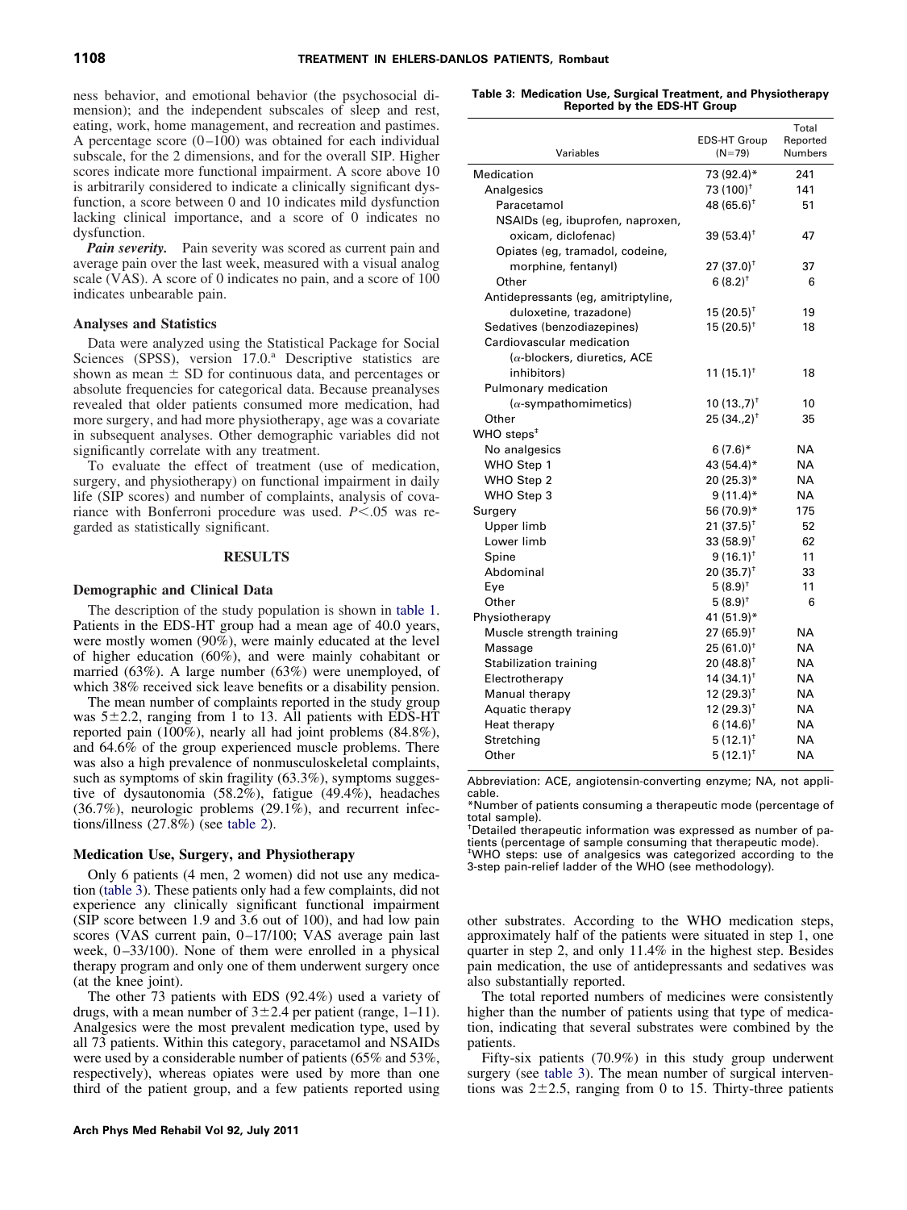ness behavior, and emotional behavior (the psychosocial dimension); and the independent subscales of sleep and rest, eating, work, home management, and recreation and pastimes. A percentage score (0–100) was obtained for each individual subscale, for the 2 dimensions, and for the overall SIP. Higher scores indicate more functional impairment. A score above 10 is arbitrarily considered to indicate a clinically significant dysfunction, a score between 0 and 10 indicates mild dysfunction lacking clinical importance, and a score of 0 indicates no dysfunction.

***Pain severity.*** Pain severity was scored as current pain and average pain over the last week, measured with a visual analog scale (VAS). A score of 0 indicates no pain, and a score of 100 indicates unbearable pain.

### Analyses and Statistics

Data were analyzed using the Statistical Package for Social Sciences (SPSS), version 17.0.[a] Descriptive statistics are shown as mean ± SD for continuous data, and percentages or absolute frequencies for categorical data. Because preanalyses revealed that older patients consumed more medication, had more surgery, and had more physiotherapy, age was a covariate in subsequent analyses. Other demographic variables did not significantly correlate with any treatment.

To evaluate the effect of treatment (use of medication, surgery, and physiotherapy) on functional impairment in daily life (SIP scores) and number of complaints, analysis of covariance with Bonferroni procedure was used. $P<.05$ was regarded as statistically significant.

## RESULTS

### Demographic and Clinical Data

The description of the study population is shown in table 1. Patients in the EDS-HT group had a mean age of 40.0 years, were mostly women (90%), were mainly educated at the level of higher education (60%), and were mainly cohabitant or married (63%). A large number (63%) were unemployed, of which 38% received sick leave benefits or a disability pension.

The mean number of complaints reported in the study group was 5±2.2, ranging from 1 to 13. All patients with EDS-HT reported pain (100%), nearly all had joint problems (84.8%), and 64.6% of the group experienced muscle problems. There was also a high prevalence of nonmusculoskeletal complaints, such as symptoms of skin fragility (63.3%), symptoms suggestive of dysautonomia (58.2%), fatigue (49.4%), headaches (36.7%), neurologic problems (29.1%), and recurrent infections/illness (27.8%) (see table 2).

### Medication Use, Surgery, and Physiotherapy

Only 6 patients (4 men, 2 women) did not use any medication (table 3). These patients only had a few complaints, did not experience any clinically significant functional impairment (SIP score between 1.9 and 3.6 out of 100), and had low pain scores (VAS current pain, 0–17/100; VAS average pain last week, 0–33/100). None of them were enrolled in a physical therapy program and only one of them underwent surgery once (at the knee joint).

The other 73 patients with EDS (92.4%) used a variety of drugs, with a mean number of 3±2.4 per patient (range, 1–11). Analgesics were the most prevalent medication type, used by all 73 patients. Within this category, paracetamol and NSAIDs were used by a considerable number of patients (65% and 53%, respectively), whereas opiates were used by more than one third of the patient group, and a few patients reported using other substrates. According to the WHO medication steps, approximately half of the patients were situated in step 1, one quarter in step 2, and only 11.4% in the highest step. Besides pain medication, the use of antidepressants and sedatives was also substantially reported.

The total reported numbers of medicines were consistently higher than the number of patients using that type of medication, indicating that several substrates were combined by the patients.

Fifty-six patients (70.9%) in this study group underwent surgery (see table 3). The mean number of surgical interventions was 2±2.5, ranging from 0 to 15. Thirty-three patients

**Table 3: Medication Use, Surgical Treatment, and Physiotherapy Reported by the EDS-HT Group**

| Variables | EDS-HT Group (N=79) | Total Reported Numbers |
|---|---|---|
| Medication | 73 (92.4)* | 241 |
| Analgesics | 73 (100)† | 141 |
| Paracetamol | 48 (65.6)† | 51 |
| NSAIDs (eg, ibuprofen, naproxen, oxicam, diclofenac) | 39 (53.4)† | 47 |
| Opiates (eg, tramadol, codeine, morphine, fentanyl) | 27 (37.0)† | 37 |
| Other | 6 (8.2)† | 6 |
| Antidepressants (eg, amitriptyline, duloxetine, trazadone) | 15 (20.5)† | 19 |
| Sedatives (benzodiazepines) | 15 (20.5)† | 18 |
| Cardiovascular medication (α-blockers, diuretics, ACE inhibitors) | 11 (15.1)† | 18 |
| Pulmonary medication (α-sympathomimetics) | 10 (13.,7)† | 10 |
| Other | 25 (34.,2)† | 35 |
| WHO steps‡ | | |
| No analgesics | 6 (7.6)* | NA |
| WHO Step 1 | 43 (54.4)* | NA |
| WHO Step 2 | 20 (25.3)* | NA |
| WHO Step 3 | 9 (11.4)* | NA |
| Surgery | 56 (70.9)* | 175 |
| Upper limb | 21 (37.5)† | 52 |
| Lower limb | 33 (58.9)† | 62 |
| Spine | 9 (16.1)† | 11 |
| Abdominal | 20 (35.7)† | 33 |
| Eye | 5 (8.9)† | 11 |
| Other | 5 (8.9)† | 6 |
| Physiotherapy | 41 (51.9)* | |
| Muscle strength training | 27 (65.9)† | NA |
| Massage | 25 (61.0)† | NA |
| Stabilization training | 20 (48.8)† | NA |
| Electrotherapy | 14 (34.1)† | NA |
| Manual therapy | 12 (29.3)† | NA |
| Aquatic therapy | 12 (29.3)† | NA |
| Heat therapy | 6 (14.6)† | NA |
| Stretching | 5 (12.1)† | NA |
| Other | 5 (12.1)† | NA |

Abbreviation: ACE, angiotensin-converting enzyme; NA, not applicable.
*Number of patients consuming a therapeutic mode (percentage of total sample).
†Detailed therapeutic information was expressed as number of patients (percentage of sample consuming that therapeutic mode).
‡WHO steps: use of analgesics was categorized according to the 3-step pain-relief ladder of the WHO (see methodology).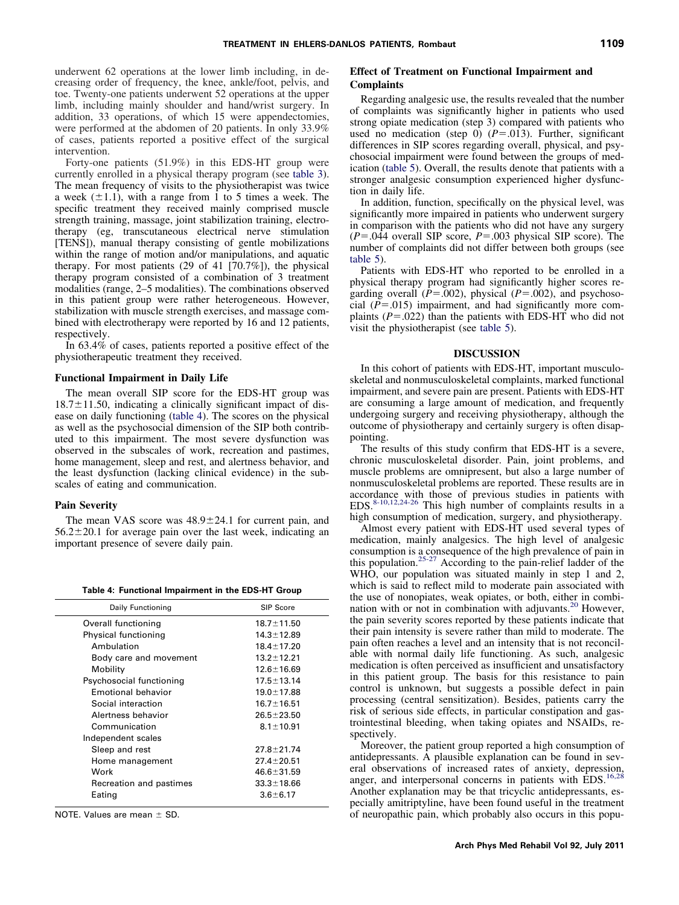underwent 62 operations at the lower limb including, in decreasing order of frequency, the knee, ankle/foot, pelvis, and toe. Twenty-one patients underwent 52 operations at the upper limb, including mainly shoulder and hand/wrist surgery. In addition, 33 operations, of which 15 were appendectomies, were performed at the abdomen of 20 patients. In only 33.9% of cases, patients reported a positive effect of the surgical intervention.

Forty-one patients (51.9%) in this EDS-HT group were currently enrolled in a physical therapy program (see table 3). The mean frequency of visits to the physiotherapist was twice a week (±1.1), with a range from 1 to 5 times a week. The specific treatment they received mainly comprised muscle strength training, massage, joint stabilization training, electrotherapy (eg, transcutaneous electrical nerve stimulation [TENS]), manual therapy consisting of gentle mobilizations within the range of motion and/or manipulations, and aquatic therapy. For most patients (29 of 41 [70.7%]), the physical therapy program consisted of a combination of 3 treatment modalities (range, 2–5 modalities). The combinations observed in this patient group were rather heterogeneous. However, stabilization with muscle strength exercises, and massage combined with electrotherapy were reported by 16 and 12 patients, respectively.

In 63.4% of cases, patients reported a positive effect of the physiotherapeutic treatment they received.

### Functional Impairment in Daily Life

The mean overall SIP score for the EDS-HT group was 18.7±11.50, indicating a clinically significant impact of disease on daily functioning (table 4). The scores on the physical as well as the psychosocial dimension of the SIP both contributed to this impairment. The most severe dysfunction was observed in the subscales of work, recreation and pastimes, home management, sleep and rest, and alertness behavior, and the least dysfunction (lacking clinical evidence) in the subscales of eating and communication.

### Pain Severity

The mean VAS score was 48.9±24.1 for current pain, and 56.2±20.1 for average pain over the last week, indicating an important presence of severe daily pain.

**Table 4: Functional Impairment in the EDS-HT Group**

| Daily Functioning | SIP Score |
|---|---|
| Overall functioning | 18.7±11.50 |
| Physical functioning | 14.3±12.89 |
| Ambulation | 18.4±17.20 |
| Body care and movement | 13.2±12.21 |
| Mobility | 12.6±16.69 |
| Psychosocial functioning | 17.5±13.14 |
| Emotional behavior | 19.0±17.88 |
| Social interaction | 16.7±16.51 |
| Alertness behavior | 26.5±23.50 |
| Communication | 8.1±10.91 |
| Independent scales | |
| Sleep and rest | 27.8±21.74 |
| Home management | 27.4±20.51 |
| Work | 46.6±31.59 |
| Recreation and pastimes | 33.3±18.66 |
| Eating | 3.6±6.17 |

NOTE. Values are mean ± SD.

### Effect of Treatment on Functional Impairment and Complaints

Regarding analgesic use, the results revealed that the number of complaints was significantly higher in patients who used strong opiate medication (step 3) compared with patients who used no medication (step 0) ($P$=.013). Further, significant differences in SIP scores regarding overall, physical, and psychosocial impairment were found between the groups of medication (table 5). Overall, the results denote that patients with a stronger analgesic consumption experienced higher dysfunction in daily life.

In addition, function, specifically on the physical level, was significantly more impaired in patients who underwent surgery in comparison with the patients who did not have any surgery ($P$=.044 overall SIP score, $P$=.003 physical SIP score). The number of complaints did not differ between both groups (see table 5).

Patients with EDS-HT who reported to be enrolled in a physical therapy program had significantly higher scores regarding overall ($P$=.002), physical ($P$=.002), and psychosocial ($P$=.015) impairment, and had significantly more complaints ($P$=.022) than the patients with EDS-HT who did not visit the physiotherapist (see table 5).

## DISCUSSION

In this cohort of patients with EDS-HT, important musculoskeletal and nonmusculoskeletal complaints, marked functional impairment, and severe pain are present. Patients with EDS-HT are consuming a large amount of medication, and frequently undergoing surgery and receiving physiotherapy, although the outcome of physiotherapy and certainly surgery is often disappointing.

The results of this study confirm that EDS-HT is a severe, chronic musculoskeletal disorder. Pain, joint problems, and muscle problems are omnipresent, but also a large number of nonmusculoskeletal problems are reported. These results are in accordance with those of previous studies in patients with EDS.[8-10,12,24-26] This high number of complaints results in a high consumption of medication, surgery, and physiotherapy.

Almost every patient with EDS-HT used several types of medication, mainly analgesics. The high level of analgesic consumption is a consequence of the high prevalence of pain in this population.[25-27] According to the pain-relief ladder of the WHO, our population was situated mainly in step 1 and 2, which is said to reflect mild to moderate pain associated with the use of nonopiates, weak opiates, or both, either in combination with or not in combination with adjuvants.[20] However, the pain severity scores reported by these patients indicate that their pain intensity is severe rather than mild to moderate. The pain often reaches a level and an intensity that is not reconcilable with normal daily life functioning. As such, analgesic medication is often perceived as insufficient and unsatisfactory in this patient group. The basis for this resistance to pain control is unknown, but suggests a possible defect in pain processing (central sensitization). Besides, patients carry the risk of serious side effects, in particular constipation and gastrointestinal bleeding, when taking opiates and NSAIDs, respectively.

Moreover, the patient group reported a high consumption of antidepressants. A plausible explanation can be found in several observations of increased rates of anxiety, depression, anger, and interpersonal concerns in patients with EDS.[16,28] Another explanation may be that tricyclic antidepressants, especially amitriptyline, have been found useful in the treatment of neuropathic pain, which probably also occurs in this popu-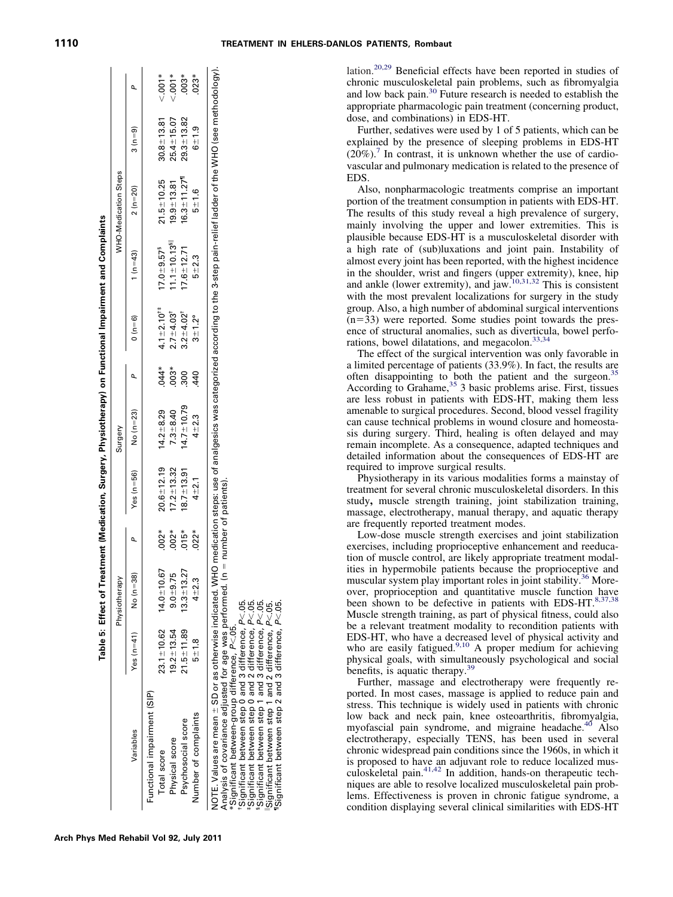**Table 5: Effect of Treatment (Medication, Surgery, Physiotherapy) on Functional Impairment and Complaints**

| Variables | Physiotherapy | | | Surgery | | | WHO-Medication Steps | | | | |
|---|---|---|---|---|---|---|---|---|---|---|---|
| | Yes (n=41) | No (n=38) | P | Yes (n=56) | No (n=23) | P | 0 (n=6) | 1 (n=43) | 2 (n=20) | 3 (n=9) | P |
| Functional impairment (SIP) | | | | | | | | | | | |
| Total score | 23.1±10.62 | 14.0±10.67 | .002* | 20.6±12.19 | 14.2±8.29 | .044* | 4.1±2.10†‡ | 17.0±9.57§ | 21.5±10.25 | 30.8±13.81 | <.001* |
| Physical score | 19.2±13.54 | 9.0±9.75 | .002* | 17.2±13.32 | 7.3±8.40 | .003* | 2.7±4.03† | 11.1±10.13§‖ | 19.9±13.81 | 25.4±15.07 | <.001* |
| Psychosocial score | 21.5±11.89 | 13.3±13.27 | .015* | 18.7±13.91 | 14.7±10.79 | .300 | 3.2±4.02† | 17.6±12.71 | 16.3±11.27¶ | 29.3±13.82 | .003* |
| Number of complaints | 5±1.8 | 4±2.3 | .022* | 4±2.1 | 4±2.3 | .440 | 3±1.2° | 5±2.3 | 5±1.6 | 6±1.9 | .023* |

NOTE. Values are mean ± SD or as otherwise indicated. WHO medication steps: use of analgesics was categorized according to the 3-step pain-relief ladder of the WHO (see methodology). Analysis of covariance adjusted for age was performed. (n = number of patients).
*Significant between-group difference, $P<.05$.
†Significant between step 0 and 3 difference, $P<.05$.
‡Significant between step 0 and 2 difference, $P<.05$.
§Significant between step 1 and 3 difference, $P<.05$.
‖Significant between step 1 and 2 difference, $P<.05$.
¶Significant between step 2 and 3 difference, $P<.05$.

lation.[20,29] Beneficial effects have been reported in studies of chronic musculoskeletal pain problems, such as fibromyalgia and low back pain.[30] Future research is needed to establish the appropriate pharmacologic pain treatment (concerning product, dose, and combinations) in EDS-HT.

Further, sedatives were used by 1 of 5 patients, which can be explained by the presence of sleeping problems in EDS-HT (20%).[7] In contrast, it is unknown whether the use of cardiovascular and pulmonary medication is related to the presence of EDS.

Also, nonpharmacologic treatments comprise an important portion of the treatment consumption in patients with EDS-HT. The results of this study reveal a high prevalence of surgery, mainly involving the upper and lower extremities. This is plausible because EDS-HT is a musculoskeletal disorder with a high rate of (sub)luxations and joint pain. Instability of almost every joint has been reported, with the highest incidence in the shoulder, wrist and fingers (upper extremity), knee, hip and ankle (lower extremity), and jaw.[10,31,32] This is consistent with the most prevalent localizations for surgery in the study group. Also, a high number of abdominal surgical interventions (n=33) were reported. Some studies point towards the presence of structural anomalies, such as diverticula, bowel perforations, bowel dilatations, and megacolon.[33,34]

The effect of the surgical intervention was only favorable in a limited percentage of patients (33.9%). In fact, the results are often disappointing to both the patient and the surgeon.[35] According to Grahame,[35] 3 basic problems arise. First, tissues are less robust in patients with EDS-HT, making them less amenable to surgical procedures. Second, blood vessel fragility can cause technical problems in wound closure and homeostasis during surgery. Third, healing is often delayed and may remain incomplete. As a consequence, adapted techniques and detailed information about the consequences of EDS-HT are required to improve surgical results.

Physiotherapy in its various modalities forms a mainstay of treatment for several chronic musculoskeletal disorders. In this study, muscle strength training, joint stabilization training, massage, electrotherapy, manual therapy, and aquatic therapy are frequently reported treatment modes.

Low-dose muscle strength exercises and joint stabilization exercises, including proprioceptive enhancement and reeducation of muscle control, are likely appropriate treatment modalities in hypermobile patients because the proprioceptive and muscular system play important roles in joint stability.[36] Moreover, proprioception and quantitative muscle function have been shown to be defective in patients with EDS-HT.[8,37,38] Muscle strength training, as part of physical fitness, could also be a relevant treatment modality to recondition patients with EDS-HT, who have a decreased level of physical activity and who are easily fatigued.[9,10] A proper medium for achieving physical goals, with simultaneously psychological and social benefits, is aquatic therapy.[39]

Further, massage and electrotherapy were frequently reported. In most cases, massage is applied to reduce pain and stress. This technique is widely used in patients with chronic low back and neck pain, knee osteoarthritis, fibromyalgia, myofascial pain syndrome, and migraine headache.[40] Also electrotherapy, especially TENS, has been used in several chronic widespread pain conditions since the 1960s, in which it is proposed to have an adjuvant role to reduce localized musculoskeletal pain.[41,42] In addition, hands-on therapeutic techniques are able to resolve localized musculoskeletal pain problems. Effectiveness is proven in chronic fatigue syndrome, a condition displaying several clinical similarities with EDS-HT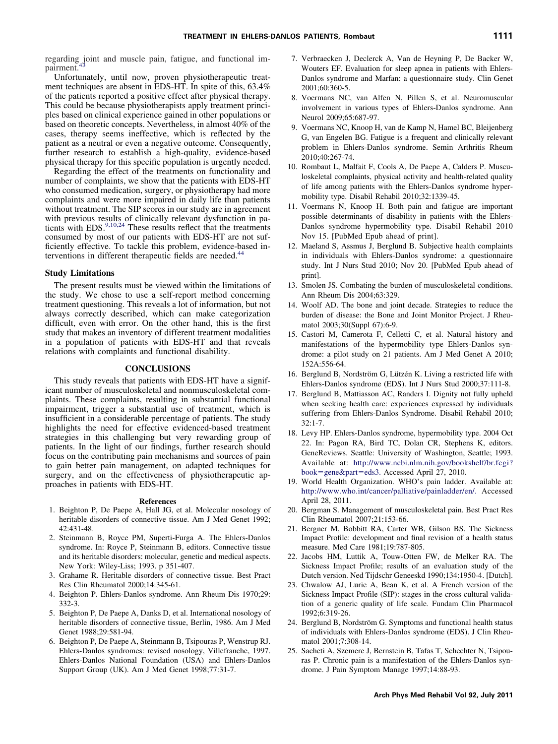regarding joint and muscle pain, fatigue, and functional impairment.[43]

Unfortunately, until now, proven physiotherapeutic treatment techniques are absent in EDS-HT. In spite of this, 63.4% of the patients reported a positive effect after physical therapy. This could be because physiotherapists apply treatment principles based on clinical experience gained in other populations or based on theoretic concepts. Nevertheless, in almost 40% of the cases, therapy seems ineffective, which is reflected by the patient as a neutral or even a negative outcome. Consequently, further research to establish a high-quality, evidence-based physical therapy for this specific population is urgently needed.

Regarding the effect of the treatments on functionality and number of complaints, we show that the patients with EDS-HT who consumed medication, surgery, or physiotherapy had more complaints and were more impaired in daily life than patients without treatment. The SIP scores in our study are in agreement with previous results of clinically relevant dysfunction in patients with EDS.[9,10,24] These results reflect that the treatments consumed by most of our patients with EDS-HT are not sufficiently effective. To tackle this problem, evidence-based interventions in different therapeutic fields are needed.[44]

### Study Limitations

The present results must be viewed within the limitations of the study. We chose to use a self-report method concerning treatment questioning. This reveals a lot of information, but not always correctly described, which can make categorization difficult, even with error. On the other hand, this is the first study that makes an inventory of different treatment modalities in a population of patients with EDS-HT and that reveals relations with complaints and functional disability.

## CONCLUSIONS

This study reveals that patients with EDS-HT have a significant number of musculoskeletal and nonmusculoskeletal complaints. These complaints, resulting in substantial functional impairment, trigger a substantial use of treatment, which is insufficient in a considerable percentage of patients. The study highlights the need for effective evidenced-based treatment strategies in this challenging but very rewarding group of patients. In the light of our findings, further research should focus on the contributing pain mechanisms and sources of pain to gain better pain management, on adapted techniques for surgery, and on the effectiveness of physiotherapeutic approaches in patients with EDS-HT.

### References

1. Beighton P, De Paepe A, Hall JG, et al. Molecular nosology of heritable disorders of connective tissue. Am J Med Genet 1992; 42:431-48.
2. Steinmann B, Royce PM, Superti-Furga A. The Ehlers-Danlos syndrome. In: Royce P, Steinmann B, editors. Connective tissue and its heritable disorders: molecular, genetic and medical aspects. New York: Wiley-Liss; 1993. p 351-407.
3. Grahame R. Heritable disorders of connective tissue. Best Pract Res Clin Rheumatol 2000;14:345-61.
4. Beighton P. Ehlers-Danlos syndrome. Ann Rheum Dis 1970;29: 332-3.
5. Beighton P, De Paepe A, Danks D, et al. International nosology of heritable disorders of connective tissue, Berlin, 1986. Am J Med Genet 1988;29:581-94.
6. Beighton P, De Paepe A, Steinmann B, Tsipouras P, Wenstrup RJ. Ehlers-Danlos syndromes: revised nosology, Villefranche, 1997. Ehlers-Danlos National Foundation (USA) and Ehlers-Danlos Support Group (UK). Am J Med Genet 1998;77:31-7.
7. Verbraecken J, Declerck A, Van de Heyning P, De Backer W, Wouters EF. Evaluation for sleep apnea in patients with Ehlers-Danlos syndrome and Marfan: a questionnaire study. Clin Genet 2001;60:360-5.
8. Voermans NC, van Alfen N, Pillen S, et al. Neuromuscular involvement in various types of Ehlers-Danlos syndrome. Ann Neurol 2009;65:687-97.
9. Voermans NC, Knoop H, van de Kamp N, Hamel BC, Bleijenberg G, van Engelen BG. Fatigue is a frequent and clinically relevant problem in Ehlers-Danlos syndrome. Semin Arthritis Rheum 2010;40:267-74.
10. Rombaut L, Malfait F, Cools A, De Paepe A, Calders P. Musculoskeletal complaints, physical activity and health-related quality of life among patients with the Ehlers-Danlos syndrome hypermobility type. Disabil Rehabil 2010;32:1339-45.
11. Voermans N, Knoop H. Both pain and fatigue are important possible determinants of disability in patients with the Ehlers-Danlos syndrome hypermobility type. Disabil Rehabil 2010 Nov 15. [PubMed Epub ahead of print].
12. Maeland S, Assmus J, Berglund B. Subjective health complaints in individuals with Ehlers-Danlos syndrome: a questionnaire study. Int J Nurs Stud 2010; Nov 20. [PubMed Epub ahead of print].
13. Smolen JS. Combating the burden of musculoskeletal conditions. Ann Rheum Dis 2004;63:329.
14. Woolf AD. The bone and joint decade. Strategies to reduce the burden of disease: the Bone and Joint Monitor Project. J Rheumatol 2003;30(Suppl 67):6-9.
15. Castori M, Camerota F, Celletti C, et al. Natural history and manifestations of the hypermobility type Ehlers-Danlos syndrome: a pilot study on 21 patients. Am J Med Genet A 2010; 152A:556-64.
16. Berglund B, Nordström G, Lützén K. Living a restricted life with Ehlers-Danlos syndrome (EDS). Int J Nurs Stud 2000;37:111-8.
17. Berglund B, Mattiasson AC, Randers I. Dignity not fully upheld when seeking health care: experiences expressed by individuals suffering from Ehlers-Danlos Syndrome. Disabil Rehabil 2010; 32:1-7.
18. Levy HP. Ehlers-Danlos syndrome, hypermobility type. 2004 Oct 22. In: Pagon RA, Bird TC, Dolan CR, Stephens K, editors. GeneReviews. Seattle: University of Washington, Seattle; 1993. Available at: http://www.ncbi.nlm.nih.gov/bookshelf/br.fcgi?book=gene&part=eds3. Accessed April 27, 2010.
19. World Health Organization. WHO's pain ladder. Available at: http://www.who.int/cancer/palliative/painladder/en/. Accessed April 28, 2011.
20. Bergman S. Management of musculoskeletal pain. Best Pract Res Clin Rheumatol 2007;21:153-66.
21. Bergner M, Bobbitt RA, Carter WB, Gilson BS. The Sickness Impact Profile: development and final revision of a health status measure. Med Care 1981;19:787-805.
22. Jacobs HM, Luttik A, Touw-Otten FW, de Melker RA. The Sickness Impact Profile; results of an evaluation study of the Dutch version. Ned Tijdschr Geneeskd 1990;134:1950-4. [Dutch].
23. Chwalow AJ, Lurie A, Bean K, et al. A French version of the Sickness Impact Profile (SIP): stages in the cross cultural validation of a generic quality of life scale. Fundam Clin Pharmacol 1992;6:319-26.
24. Berglund B, Nordström G. Symptoms and functional health status of individuals with Ehlers-Danlos syndrome (EDS). J Clin Rheumatol 2001;7:308-14.
25. Sacheti A, Szemere J, Bernstein B, Tafas T, Schechter N, Tsipouras P. Chronic pain is a manifestation of the Ehlers-Danlos syndrome. J Pain Symptom Manage 1997;14:88-93.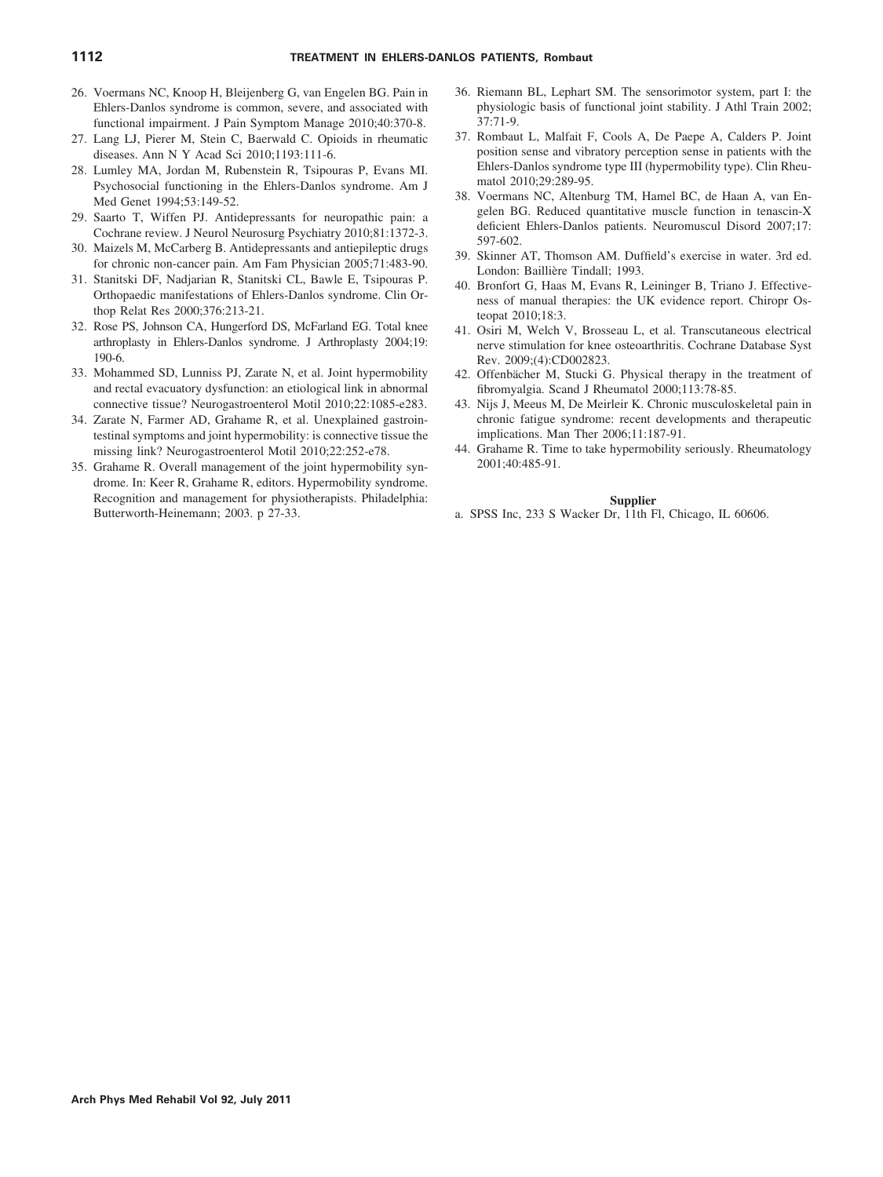26. Voermans NC, Knoop H, Bleijenberg G, van Engelen BG. Pain in Ehlers-Danlos syndrome is common, severe, and associated with functional impairment. J Pain Symptom Manage 2010;40:370-8.
27. Lang LJ, Pierer M, Stein C, Baerwald C. Opioids in rheumatic diseases. Ann N Y Acad Sci 2010;1193:111-6.
28. Lumley MA, Jordan M, Rubenstein R, Tsipouras P, Evans MI. Psychosocial functioning in the Ehlers-Danlos syndrome. Am J Med Genet 1994;53:149-52.
29. Saarto T, Wiffen PJ. Antidepressants for neuropathic pain: a Cochrane review. J Neurol Neurosurg Psychiatry 2010;81:1372-3.
30. Maizels M, McCarberg B. Antidepressants and antiepileptic drugs for chronic non-cancer pain. Am Fam Physician 2005;71:483-90.
31. Stanitski DF, Nadjarian R, Stanitski CL, Bawle E, Tsipouras P. Orthopaedic manifestations of Ehlers-Danlos syndrome. Clin Orthop Relat Res 2000;376:213-21.
32. Rose PS, Johnson CA, Hungerford DS, McFarland EG. Total knee arthroplasty in Ehlers-Danlos syndrome. J Arthroplasty 2004;19: 190-6.
33. Mohammed SD, Lunniss PJ, Zarate N, et al. Joint hypermobility and rectal evacuatory dysfunction: an etiological link in abnormal connective tissue? Neurogastroenterol Motil 2010;22:1085-e283.
34. Zarate N, Farmer AD, Grahame R, et al. Unexplained gastrointestinal symptoms and joint hypermobility: is connective tissue the missing link? Neurogastroenterol Motil 2010;22:252-e78.
35. Grahame R. Overall management of the joint hypermobility syndrome. In: Keer R, Grahame R, editors. Hypermobility syndrome. Recognition and management for physiotherapists. Philadelphia: Butterworth-Heinemann; 2003. p 27-33.
36. Riemann BL, Lephart SM. The sensorimotor system, part I: the physiologic basis of functional joint stability. J Athl Train 2002; 37:71-9.
37. Rombaut L, Malfait F, Cools A, De Paepe A, Calders P. Joint position sense and vibratory perception sense in patients with the Ehlers-Danlos syndrome type III (hypermobility type). Clin Rheumatol 2010;29:289-95.
38. Voermans NC, Altenburg TM, Hamel BC, de Haan A, van Engelen BG. Reduced quantitative muscle function in tenascin-X deficient Ehlers-Danlos patients. Neuromuscul Disord 2007;17: 597-602.
39. Skinner AT, Thomson AM. Duffield's exercise in water. 3rd ed. London: Baillière Tindall; 1993.
40. Bronfort G, Haas M, Evans R, Leininger B, Triano J. Effectiveness of manual therapies: the UK evidence report. Chiropr Osteopat 2010;18:3.
41. Osiri M, Welch V, Brosseau L, et al. Transcutaneous electrical nerve stimulation for knee osteoarthritis. Cochrane Database Syst Rev. 2009;(4):CD002823.
42. Offenbächer M, Stucki G. Physical therapy in the treatment of fibromyalgia. Scand J Rheumatol 2000;113:78-85.
43. Nijs J, Meeus M, De Meirleir K. Chronic musculoskeletal pain in chronic fatigue syndrome: recent developments and therapeutic implications. Man Ther 2006;11:187-91.
44. Grahame R. Time to take hypermobility seriously. Rheumatology 2001;40:485-91.

**Supplier**

a. SPSS Inc, 233 S Wacker Dr, 11th Fl, Chicago, IL 60606.